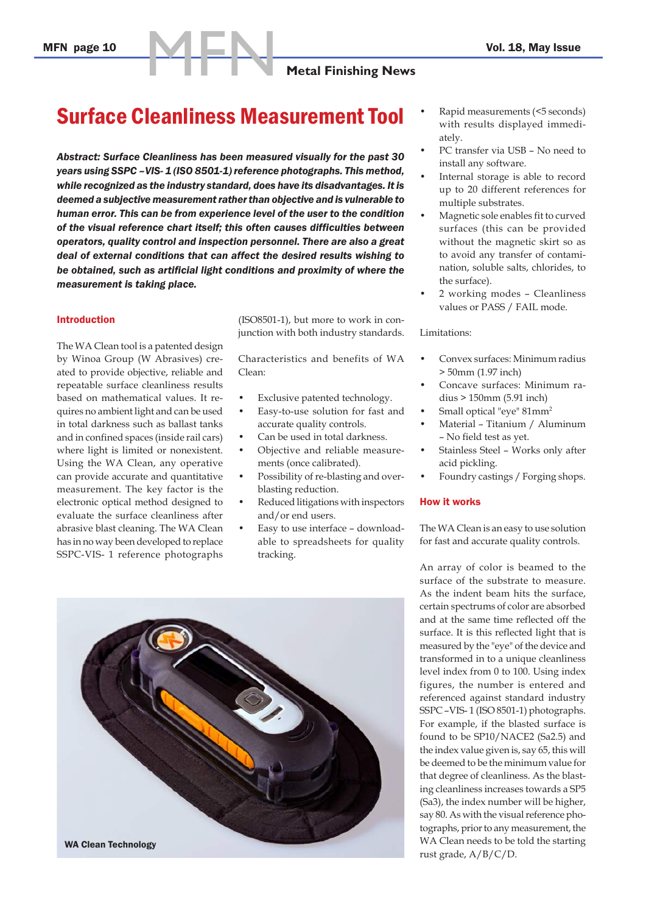# Surface Cleanliness Measurement Tool

***Abstract: Surface Cleanliness has been measured visually for the past 30 years using SSPC –VIS- 1 (ISO 8501-1) reference photographs. This method, while recognized as the industry standard, does have its disadvantages. It is deemed a subjective measurement rather than objective and is vulnerable to human error. This can be from experience level of the user to the condition of the visual reference chart itself; this often causes difficulties between operators, quality control and inspection personnel. There are also a great deal of external conditions that can affect the desired results wishing to be obtained, such as artificial light conditions and proximity of where the measurement is taking place.***

## Introduction

The WA Clean tool is a patented design by Winoa Group (W Abrasives) created to provide objective, reliable and repeatable surface cleanliness results based on mathematical values. It requires no ambient light and can be used in total darkness such as ballast tanks and in confined spaces (inside rail cars) where light is limited or nonexistent. Using the WA Clean, any operative can provide accurate and quantitative measurement. The key factor is the electronic optical method designed to evaluate the surface cleanliness after abrasive blast cleaning. The WA Clean has in no way been developed to replace SSPC-VIS- 1 reference photographs (ISO8501-1), but more to work in conjunction with both industry standards.

Characteristics and benefits of WA Clean:

- Exclusive patented technology.
- Easy-to-use solution for fast and accurate quality controls.
- Can be used in total darkness.
- Objective and reliable measurements (once calibrated).
- Possibility of re-blasting and overblasting reduction.
- Reduced litigations with inspectors and/or end users.
- Easy to use interface – downloadable to spreadsheets for quality tracking.
- Rapid measurements (<5 seconds) with results displayed immediately.
- PC transfer via USB – No need to install any software.
- Internal storage is able to record up to 20 different references for multiple substrates.
- Magnetic sole enables fit to curved surfaces (this can be provided without the magnetic skirt so as to avoid any transfer of contamination, soluble salts, chlorides, to the surface).
- 2 working modes – Cleanliness values or PASS / FAIL mode.

WA Clean Technology

Limitations:

- Convex surfaces: Minimum radius > 50mm (1.97 inch)
- Concave surfaces: Minimum radius > 150mm (5.91 inch)
- Small optical "eye" 81mm$^2$
- Material – Titanium / Aluminum – No field test as yet.
- Stainless Steel – Works only after acid pickling.
- Foundry castings / Forging shops.

## How it works

The WA Clean is an easy to use solution for fast and accurate quality controls.

An array of color is beamed to the surface of the substrate to measure. As the indent beam hits the surface, certain spectrums of color are absorbed and at the same time reflected off the surface. It is this reflected light that is measured by the "eye" of the device and transformed in to a unique cleanliness level index from 0 to 100. Using index figures, the number is entered and referenced against standard industry SSPC –VIS- 1 (ISO 8501-1) photographs. For example, if the blasted surface is found to be SP10/NACE2 (Sa2.5) and the index value given is, say 65, this will be deemed to be the minimum value for that degree of cleanliness. As the blasting cleanliness increases towards a SP5 (Sa3), the index number will be higher, say 80. As with the visual reference photographs, prior to any measurement, the WA Clean needs to be told the starting rust grade, A/B/C/D.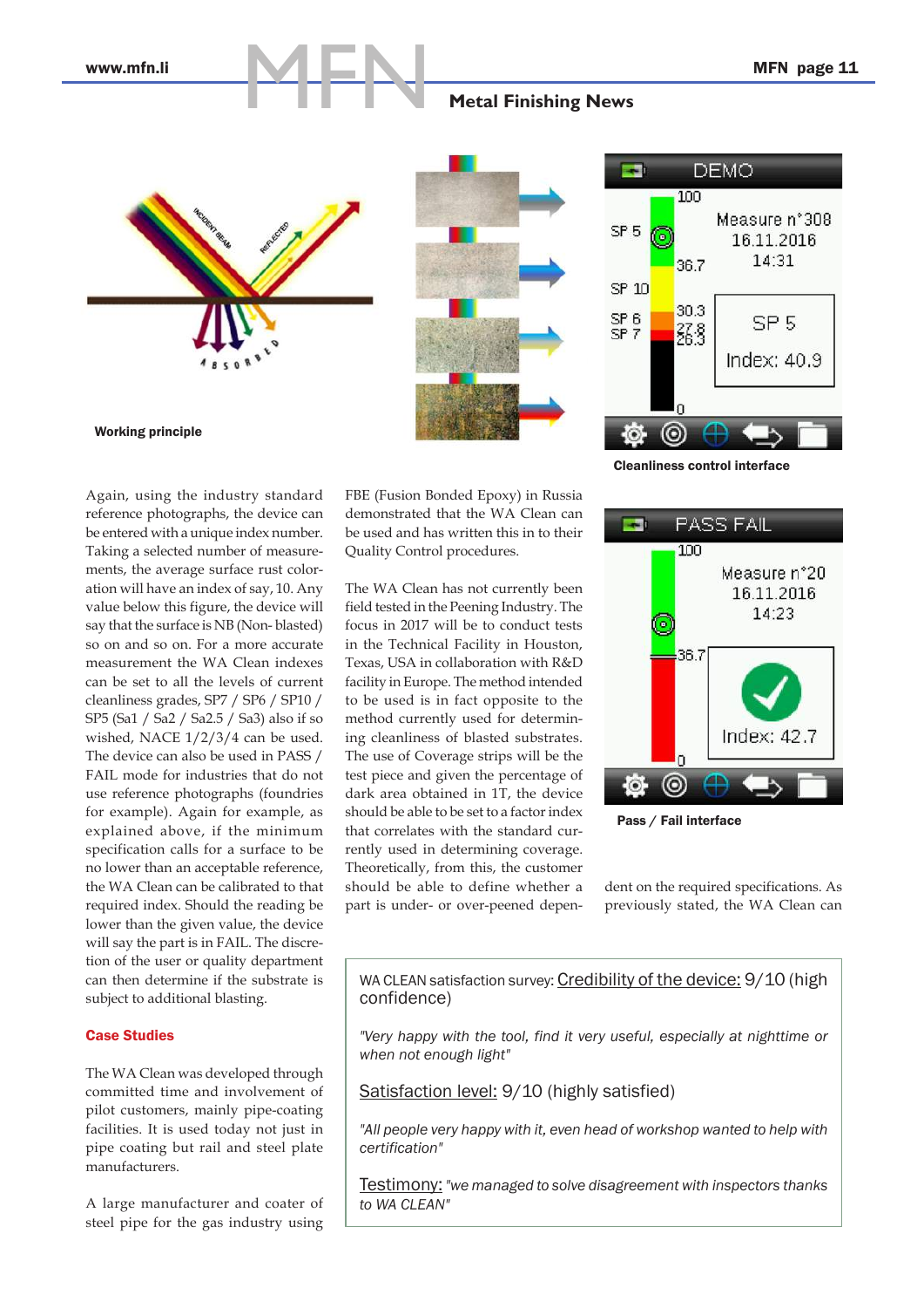Working principle

Cleanliness control interface

Pass / Fail interface

Again, using the industry standard reference photographs, the device can be entered with a unique index number. Taking a selected number of measurements, the average surface rust colorment, the wall will have an index of say, 10. Any value below this figure, the device will say that the surface is NB (Non- blasted) so on and so on. For a more accurate measurement the WA Clean indexes can be set to all the levels of current cleanliness grades, SP7 / SP6 / SP10 / SP5 (Sa1 / Sa2 / Sa2.5 / Sa3) also if so wished, NACE 1/2/3/4 can be used. The device can also be used in PASS / FAIL mode for industries that do not use reference photographs (foundries for example). Again for example, as explained above, if the minimum specification calls for a surface to be no lower than an acceptable reference, the WA Clean can be calibrated to that required index. Should the reading be lower than the given value, the device will say the part is in FAIL. The discretion of the user or quality department can then determine if the substrate is subject to additional blasting.

## Case Studies

The WA Clean was developed through committed time and involvement of pilot customers, mainly pipe-coating facilities. It is used today not just in pipe coating but rail and steel plate manufacturers.

A large manufacturer and coater of steel pipe for the gas industry using FBE (Fusion Bonded Epoxy) in Russia demonstrated that the WA Clean can be used and has written this in to their Quality Control procedures.

The WA Clean has not currently been field tested in the Peening Industry. The focus in 2017 will be to conduct tests in the Technical Facility in Houston, Texas, USA in collaboration with R&D facility in Europe. The method intended to be used is in fact opposite to the method currently used for determining cleanliness of blasted substrates. The use of Coverage strips will be the test piece and given the percentage of dark area obtained in 1T, the device should be able to be set to a factor index that correlates with the standard currently used in determining coverage. Theoretically, from this, the customer should be able to define whether a part is under- or over-peened dependent on the required specifications. As previously stated, the WA Clean can

WA CLEAN satisfaction survey: Credibility of the device: 9/10 (high confidence)

*"Very happy with the tool, find it very useful, especially at nighttime or when not enough light"*

Satisfaction level: 9/10 (highly satisfied)

*"All people very happy with it, even head of workshop wanted to help with certification"*

Testimony: *"we managed to solve disagreement with inspectors thanks to WA CLEAN"*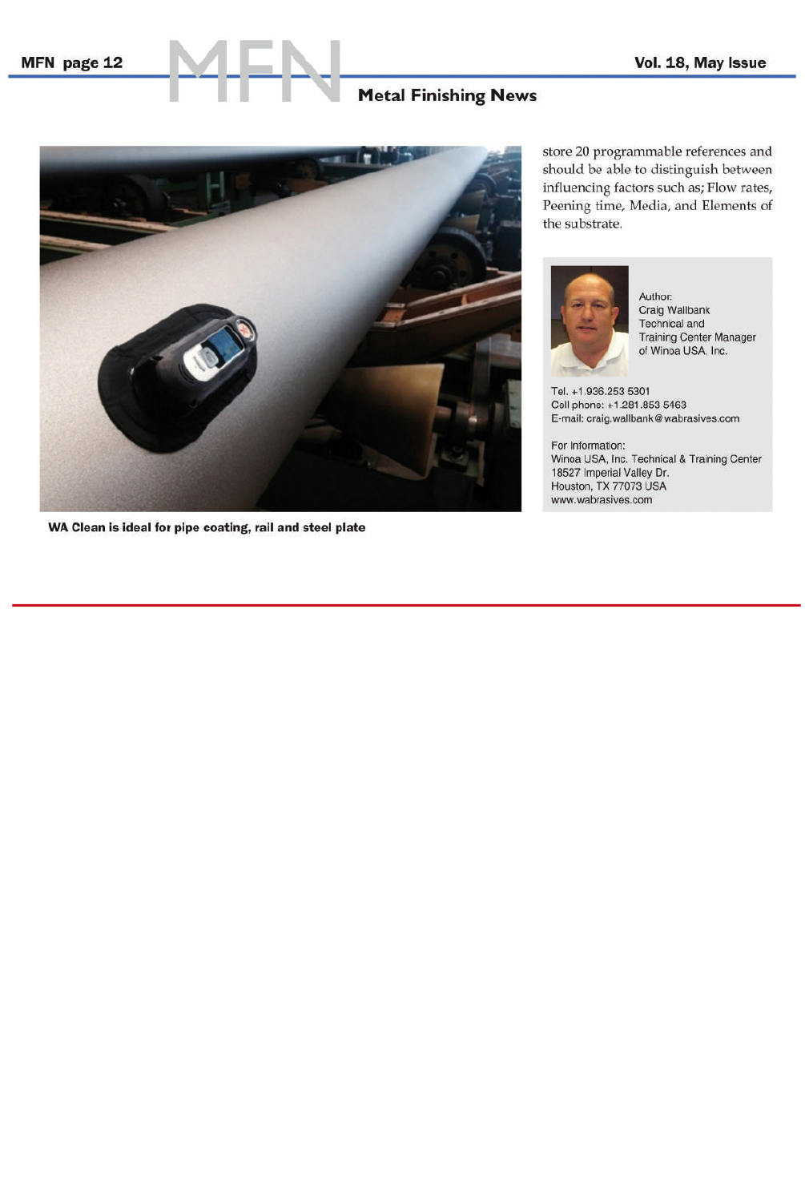WA Clean is ideal for pipe coating, rail and steel plate

store 20 programmable references and should be able to distinguish between influencing factors such as; Flow rates, Peening time, Media, and Elements of the substrate.

Author:
Craig Wallbank
Technical and
Training Center Manager
of Winoa USA, Inc.

Tel. +1.936.253 5301
Cell phone: +1.281.853 5463
E-mail: craig.wallbank@wabrasives.com

For Information:
Winoa USA, Inc. Technical & Training Center
18527 Imperial Valley Dr.
Houston, TX 77073 USA
www.wabrasives.com